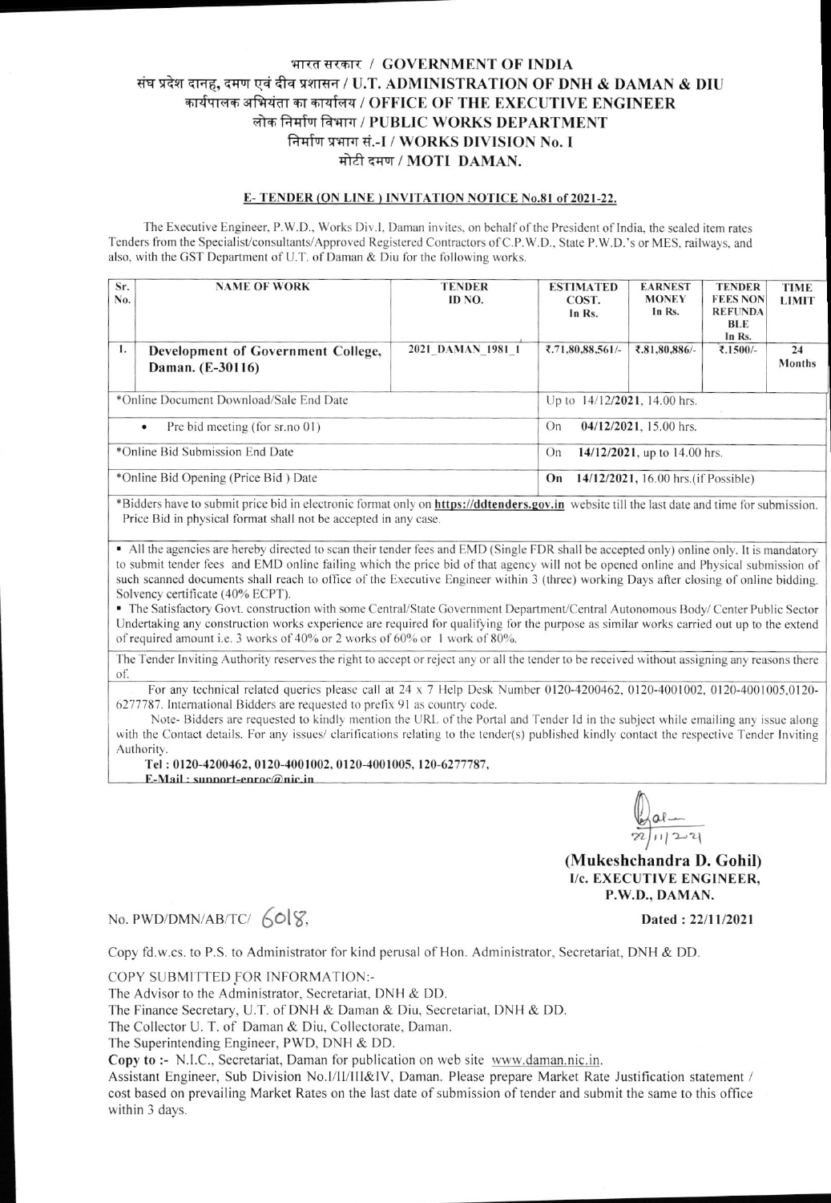# भारत सरकार / GOVERNMENT OF INDIA
## संघ प्रदेश दानह, दमण एवं दीव प्रशासन / U.T. ADMINISTRATION OF DNH & DAMAN & DIU
## कार्यपालक अभियंता का कार्यालय / OFFICE OF THE EXECUTIVE ENGINEER
## लोक निर्माण विभाग / PUBLIC WORKS DEPARTMENT
## निर्माण प्रभाग सं.-I / WORKS DIVISION No. I
## मोटी दमण / MOTI DAMAN.

### E- TENDER (ON LINE ) INVITATION NOTICE No.81 of 2021-22.

The Executive Engineer, P.W.D., Works Div.I, Daman invites, on behalf of the President of India, the sealed item rates Tenders from the Specialist/consultants/Approved Registered Contractors of C.P.W.D., State P.W.D.'s or MES, railways, and also, with the GST Department of U.T. of Daman & Diu for the following works.

| Sr. No. | NAME OF WORK | TENDER ID NO. | ESTIMATED COST. In Rs. | EARNEST MONEY In Rs. | TENDER FEES NON REFUNDABLE In Rs. | TIME LIMIT |
|---|---|---|---|---|---|---|
| 1. | **Development of Government College, Daman. (E-30116)** | 2021_DAMAN_1981_1 | ₹.71,80,88,561/- | ₹.81,80,886/- | ₹.1500/- | 24 Months |
| *Online Document Download/Sale End Date | | | Up to 14/12/**2021**, 14.00 hrs. | | | |
| • Pre bid meeting (for sr.no 01) | | | On **04/12/2021**, 15.00 hrs. | | | |
| *Online Bid Submission End Date | | | On **14/12/2021**, up to 14.00 hrs. | | | |
| *Online Bid Opening (Price Bid ) Date | | | **On 14/12/2021**, 16.00 hrs.(if Possible) | | | |

*Bidders have to submit price bid in electronic format only on **https://ddtenders.gov.in** website till the last date and time for submission. Price Bid in physical format shall not be accepted in any case.

- All the agencies are hereby directed to scan their tender fees and EMD (Single FDR shall be accepted only) online only. It is mandatory to submit tender fees and EMD online failing which the price bid of that agency will not be opened online and Physical submission of such scanned documents shall reach to office of the Executive Engineer within 3 (three) working Days after closing of online bidding. Solvency certificate (40% ECPT).
- The Satisfactory Govt. construction with some Central/State Government Department/Central Autonomous Body/ Center Public Sector Undertaking any construction works experience are required for qualifying for the purpose as similar works carried out up to the extend of required amount i.e. 3 works of 40% or 2 works of 60% or 1 work of 80%.

The Tender Inviting Authority reserves the right to accept or reject any or all the tender to be received without assigning any reasons there of.

For any technical related queries please call at 24 x 7 Help Desk Number 0120-4200462, 0120-4001002, 0120-4001005,0120-6277787. International Bidders are requested to prefix 91 as country code.

Note- Bidders are requested to kindly mention the URL of the Portal and Tender Id in the subject while emailing any issue along with the Contact details. For any issues/ clarifications relating to the tender(s) published kindly contact the respective Tender Inviting Authority.

**Tel : 0120-4200462, 0120-4001002, 0120-4001005, 120-6277787,**
**E-Mail : support-eproc@nic.in**

22/11/2021

**(Mukeshchandra D. Gohil)**
**I/c. EXECUTIVE ENGINEER,**
**P.W.D., DAMAN.**

No. PWD/DMN/AB/TC/ 6018, **Dated : 22/11/2021**

Copy fd.w.cs. to P.S. to Administrator for kind perusal of Hon. Administrator, Secretariat, DNH & DD.

COPY SUBMITTED FOR INFORMATION:-
The Advisor to the Administrator, Secretariat, DNH & DD.
The Finance Secretary, U.T. of DNH & Daman & Diu, Secretariat, DNH & DD.
The Collector U. T. of Daman & Diu, Collectorate, Daman.
The Superintending Engineer, PWD, DNH & DD.
**Copy to :-** N.I.C., Secretariat, Daman for publication on web site www.daman.nic.in.
Assistant Engineer, Sub Division No.I/II/III&IV, Daman. Please prepare Market Rate Justification statement / cost based on prevailing Market Rates on the last date of submission of tender and submit the same to this office within 3 days.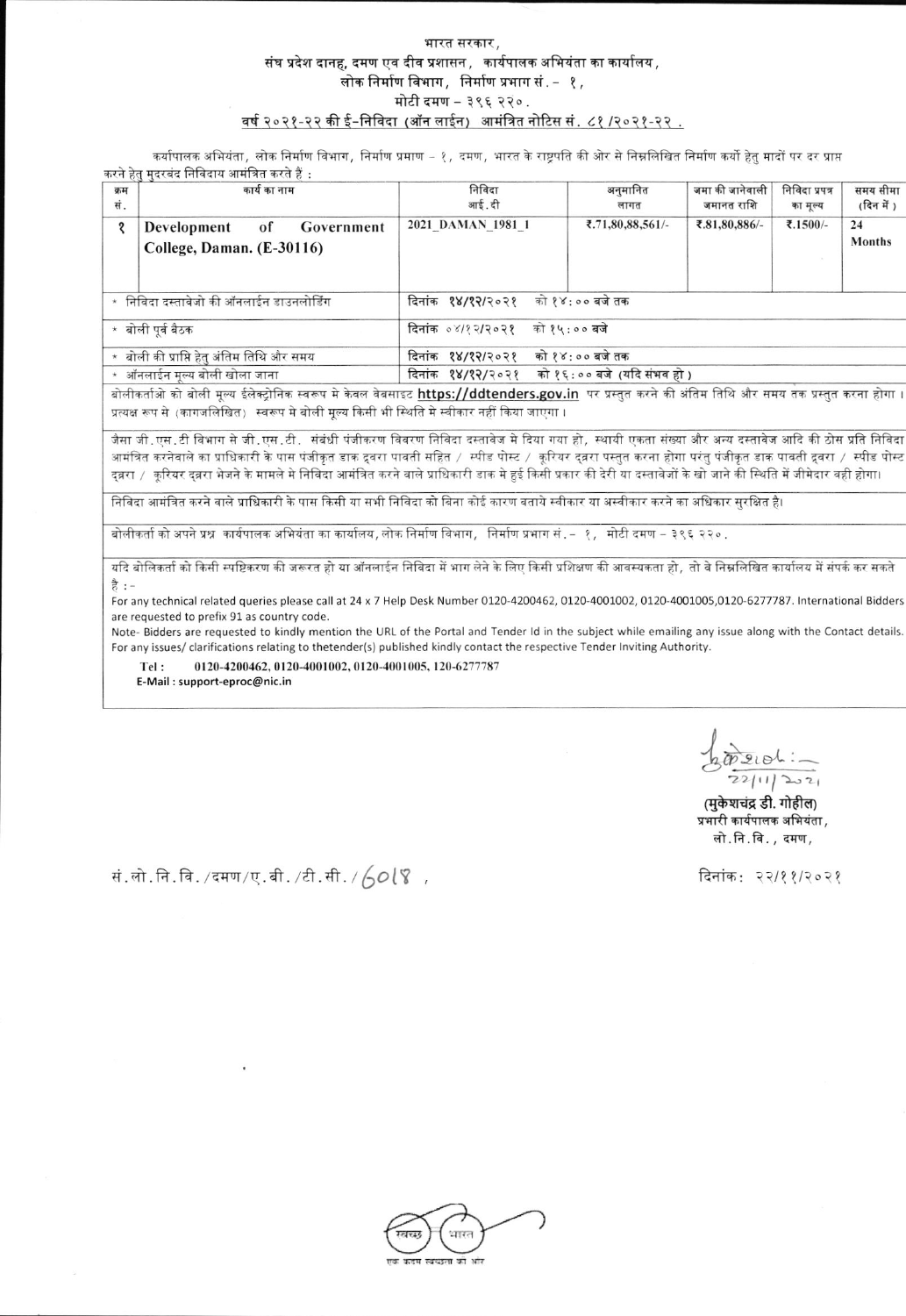# भारत सरकार,

## संघ प्रदेश दानह, दमण एव दीव प्रशासन, कार्यपालक अभियंता का कार्यालय,

## लोक निर्माण विभाग, निर्माण प्रभाग सं. - १,

## मोटी दमण - ३९६ २२०.

## वर्ष २०२१-२२ की ई-निविदा (ऑन लाईन) आमंत्रित नोटिस सं. ८१ /२०२१-२२ .

कार्यपालक अभियंता, लोक निर्माण विभाग, निर्माण प्रभाग - १, दमण, भारत के राष्ट्रपति की ओर से निम्नलिखित निर्माण कार्यो हेतु मादों पर दर प्राप्त करने हेतु मुहरबंद निविदाय आमंत्रित करते हैं :

| क्रम सं. | कार्य का नाम | निविदा आई.डी | अनुमानित लागत | जमा की जानेवाली जमानत राशि | निविदा प्रपत्र का मूल्य | समय सीमा (दिन में) |
|---|---|---|---|---|---|---|
| १ | **Development of Government College, Daman. (E-30116)** | 2021_DAMAN_1981_1 | ₹.71,80,88,561/- | ₹.81,80,886/- | ₹.1500/- | 24 Months |
| * निविदा दस्तावेजो की ऑनलाईन डाउनलोर्डिंग | | दिनांक १४/१२/२०२१ को १४:०० बजे तक | | | | |
| * बोली पूर्व बैठक | | दिनांक ०४/१२/२०२१ को १५:०० बजे | | | | |
| * बोली की प्राप्ति हेतु अंतिम तिथि और समय | | दिनांक १४/१२/२०२१ को १४:०० बजे तक | | | | |
| * ऑनलाईन मूल्य बोली खोला जाना | | दिनांक १४/१२/२०२१ को १६:०० बजे (यदि संभव हो) | | | | |

बोलीकर्ताओ को बोली मूल्य ईलेक्ट्रोनिक स्वरूप मे केवल वेबसाइट **https://ddtenders.gov.in** पर प्रस्तुत करने की अंतिम तिथि और समय तक प्रस्तुत करना होगा। प्रत्यक्ष रूप से (कागजलिखित) स्वरूप मे बोली मूल्य किसी भी स्थिति मे स्वीकार नहीं किया जाएगा।

जैसा जी.एस.टी विभाग से जी.एस.टी. संबंधी पंजीकरण विवरण निविदा दस्तावेज मे दिया गया हो, स्थायी एकता संख्या और अन्य दस्तावेज आदि की ठोस प्रति निविदा आमंत्रित करनेवाले का प्राधिकारी के पास पंजीकृत डाक द्वरा पावती सहित / स्पीड पोस्ट / कूरियर द्वरा पस्तुत करना होगा परंतु पंजीकृत डाक पावती द्वरा / स्पीड पोस्ट द्वरा / कूरियर द्वरा भेजने के मामले मे निविदा आमंत्रित करने वाले प्राधिकारी डाक मे हुई किसी प्रकार की देरी या दस्तावेजों के खो जाने की स्थिति में जीमेदार नही होगा।

निविदा आमंत्रित करने वाले प्राधिकारी के पास किसी या सभी निविदा को बिना कोई कारण बताये स्वीकार या अस्वीकार करने का अधिकार सुरक्षित है।

बोलीकर्ता को अपने प्रश्न कार्यपालक अभियंता का कार्यालय, लोक निर्माण विभाग, निर्माण प्रभाग सं. - १, मोटी दमण - ३९६ २२०.

यदि बोलिकर्ता को किसी स्पष्टिकरण की जरूरत हो या ऑनलाईन निविदा में भाग लेने के लिए किसी प्रशिक्षण की आवस्यकता हो, तो वे निम्नलिखित कार्यालय में संपर्क कर सकते है :-

For any technical related queries please call at 24 x 7 Help Desk Number 0120-4200462, 0120-4001002, 0120-4001005,0120-6277787. International Bidders are requested to prefix 91 as country code.

Note- Bidders are requested to kindly mention the URL of the Portal and Tender Id in the subject while emailing any issue along with the Contact details. For any issues/ clarifications relating to thetender(s) published kindly contact the respective Tender Inviting Authority.

**Tel : 0120-4200462, 0120-4001002, 0120-4001005, 120-6277787**

**E-Mail : support-eproc@nic.in**

22/11/2021

**(मुकेशचंद्र डी. गोहील)**
प्रभारी कार्यपालक अभियंता,
लो.नि.वि., दमण,

सं.लो.नि.वि./दमण/ए.बी./टी.सी./6018 ,

दिनांक: २२/११/२०२१

स्वच्छ भारत
एक कदम स्वच्छता की ओर